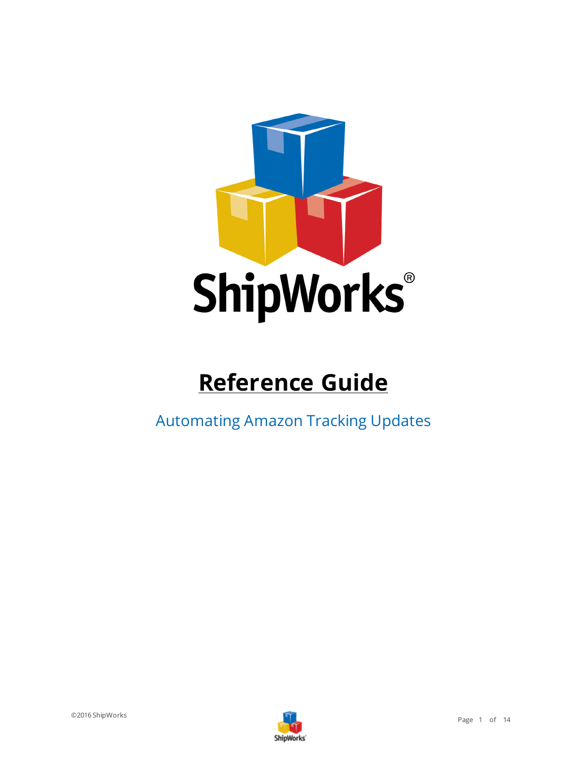# ShipWorks®

# Reference Guide

## Automating Amazon Tracking Updates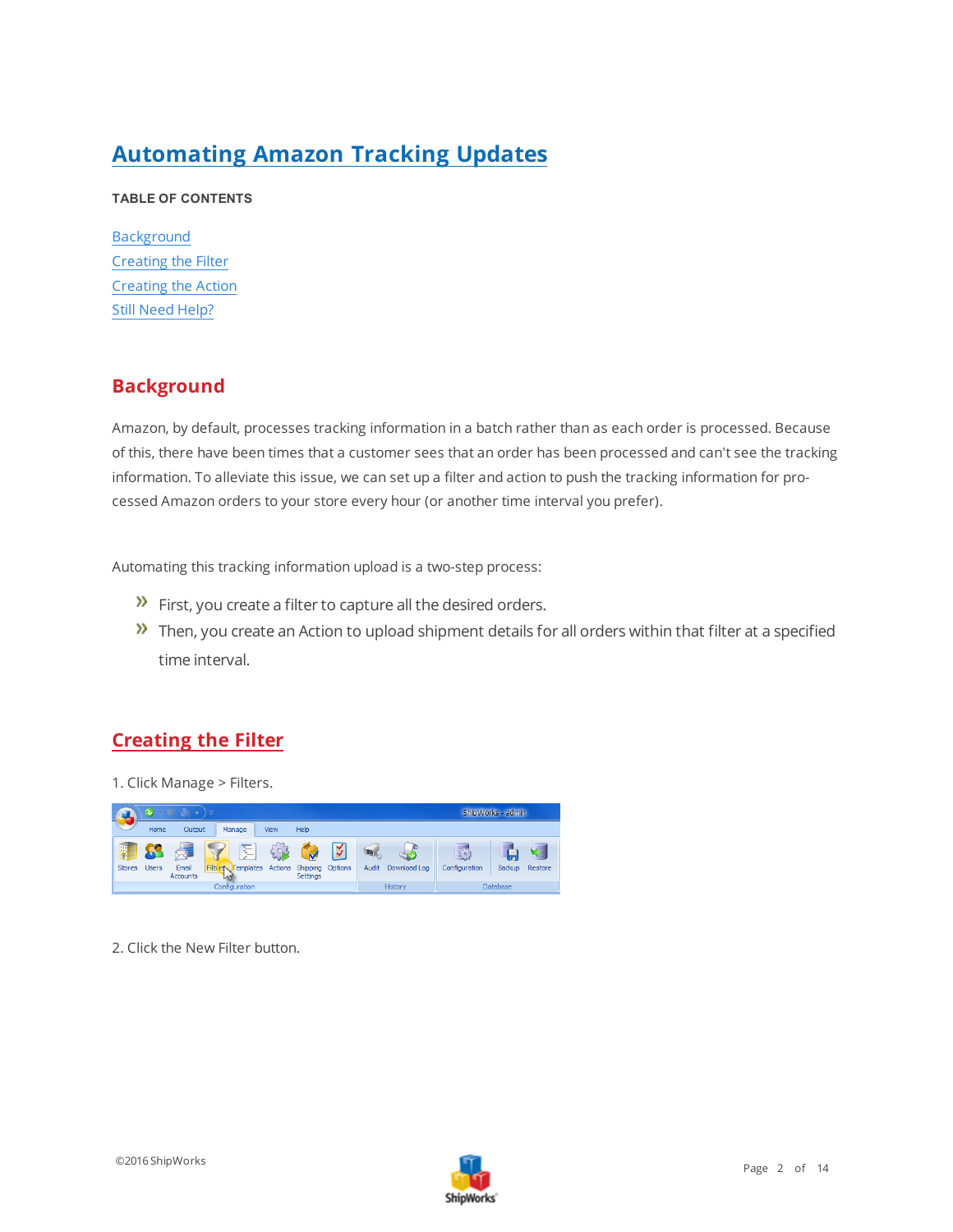# Automating Amazon Tracking Updates

**TABLE OF CONTENTS**

Background
Creating the Filter
Creating the Action
Still Need Help?

## Background

Amazon, by default, processes tracking information in a batch rather than as each order is processed. Because of this, there have been times that a customer sees that an order has been processed and can't see the tracking information. To alleviate this issue, we can set up a filter and action to push the tracking information for processed Amazon orders to your store every hour (or another time interval you prefer).

Automating this tracking information upload is a two-step process:

- First, you create a filter to capture all the desired orders.
- Then, you create an Action to upload shipment details for all orders within that filter at a specified time interval.

## Creating the Filter

1. Click Manage > Filters.

2. Click the New Filter button.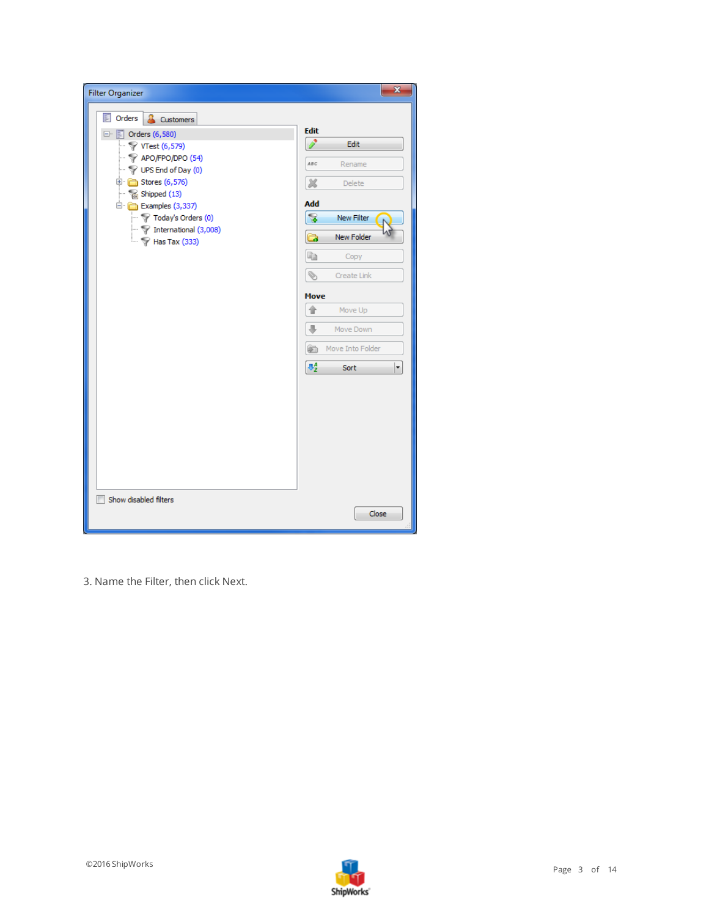3. Name the Filter, then click Next.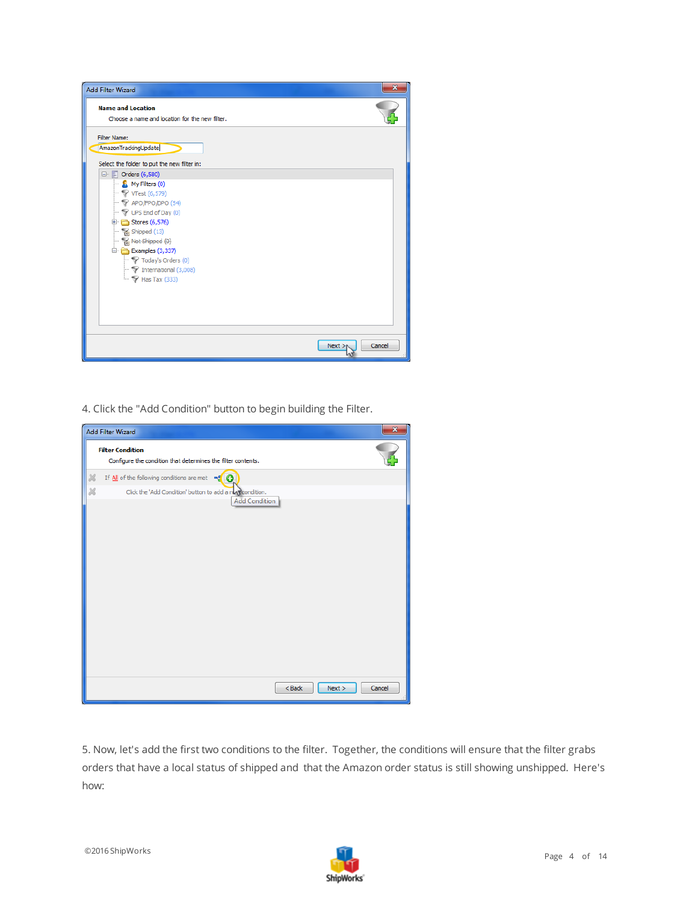4. Click the "Add Condition" button to begin building the Filter.

5. Now, let's add the first two conditions to the filter. Together, the conditions will ensure that the filter grabs orders that have a local status of shipped and that the Amazon order status is still showing unshipped. Here's how:

©2016 ShipWorks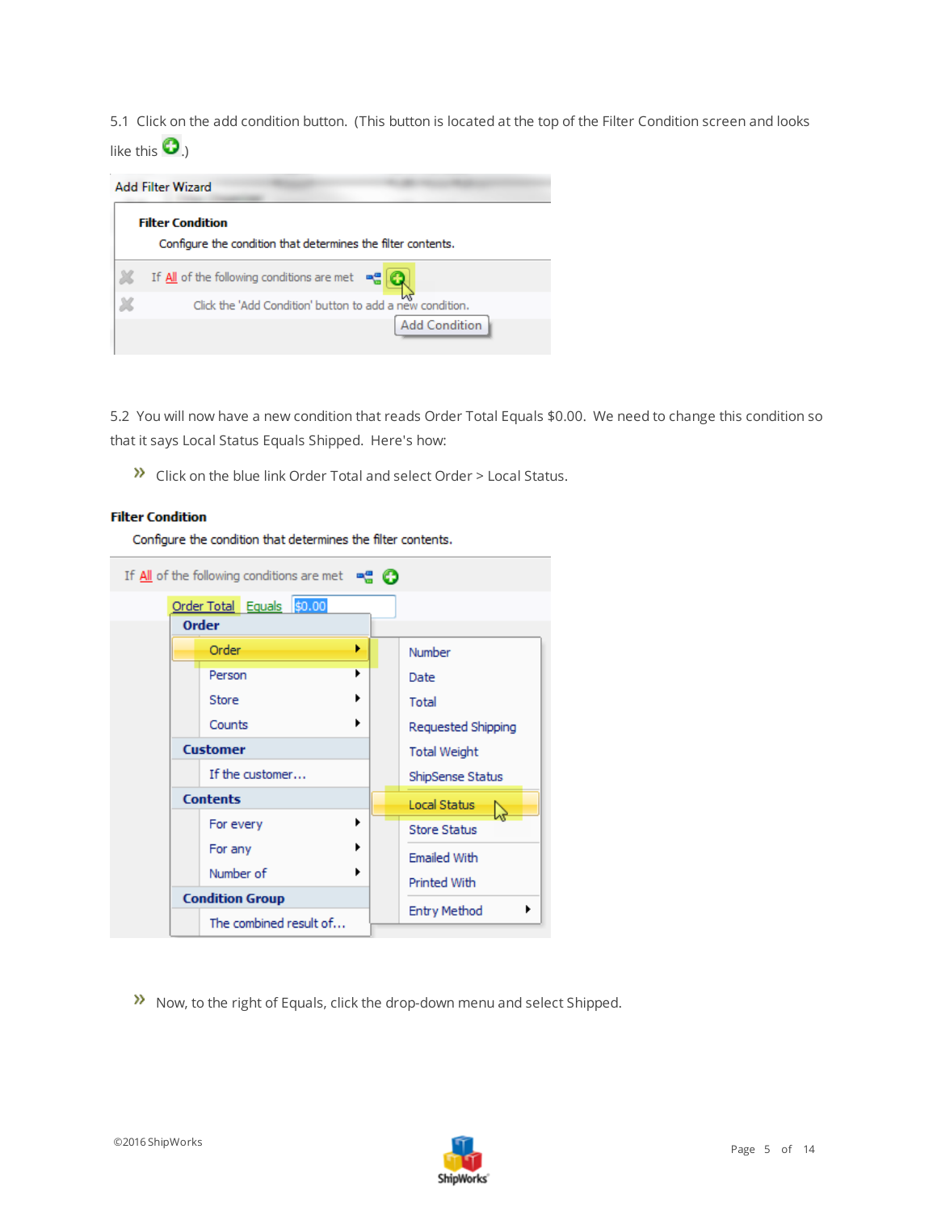5.1 Click on the add condition button. (This button is located at the top of the Filter Condition screen and looks like this ⊕.)

5.2 You will now have a new condition that reads Order Total Equals $0.00. We need to change this condition so that it says Local Status Equals Shipped. Here's how:

» Click on the blue link Order Total and select Order > Local Status.

» Now, to the right of Equals, click the drop-down menu and select Shipped.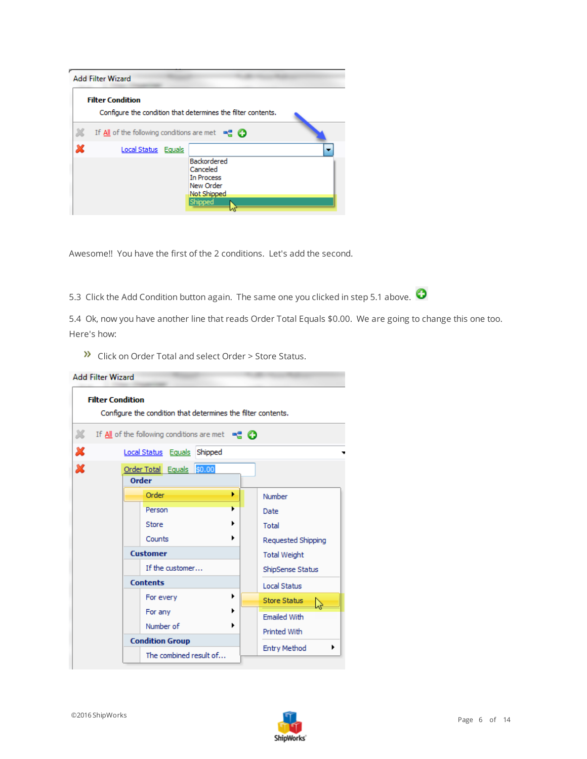Awesome!! You have the first of the 2 conditions. Let's add the second.

5.3 Click the Add Condition button again. The same one you clicked in step 5.1 above.

5.4 Ok, now you have another line that reads Order Total Equals $0.00. We are going to change this one too. Here's how:

» Click on Order Total and select Order > Store Status.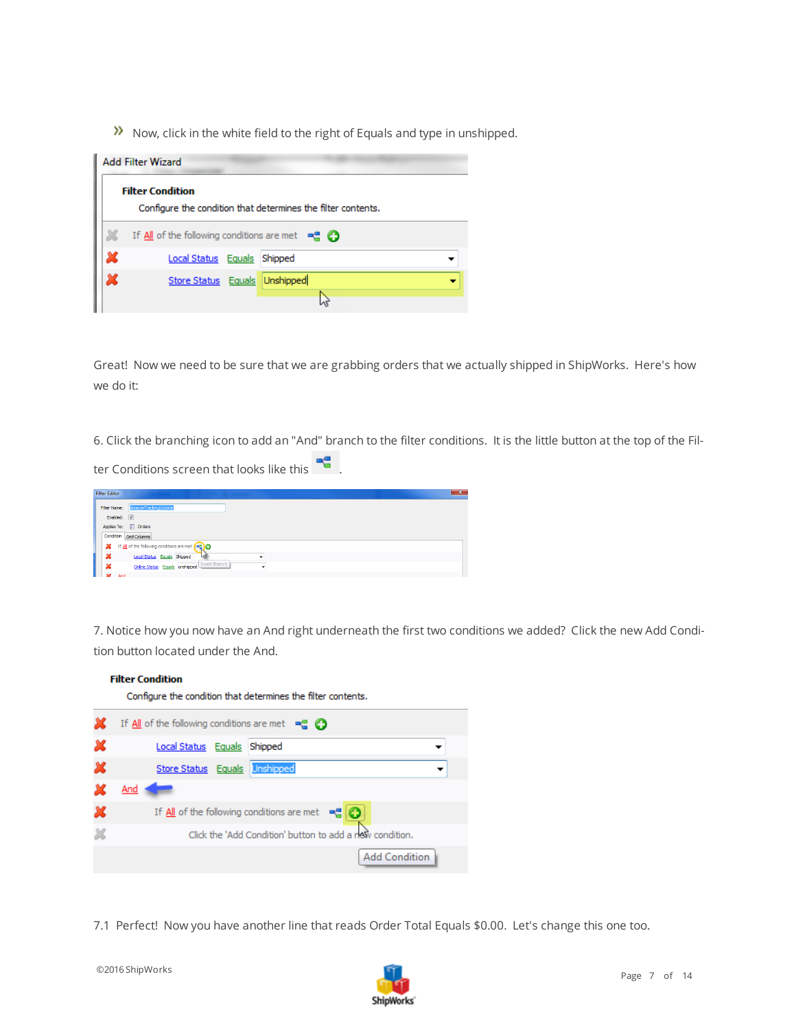» Now, click in the white field to the right of Equals and type in unshipped.

Great! Now we need to be sure that we are grabbing orders that we actually shipped in ShipWorks. Here's how we do it:

6. Click the branching icon to add an "And" branch to the filter conditions. It is the little button at the top of the Filter Conditions screen that looks like this .

7. Notice how you now have an And right underneath the first two conditions we added? Click the new Add Condition button located under the And.

7.1 Perfect! Now you have another line that reads Order Total Equals $0.00. Let's change this one too.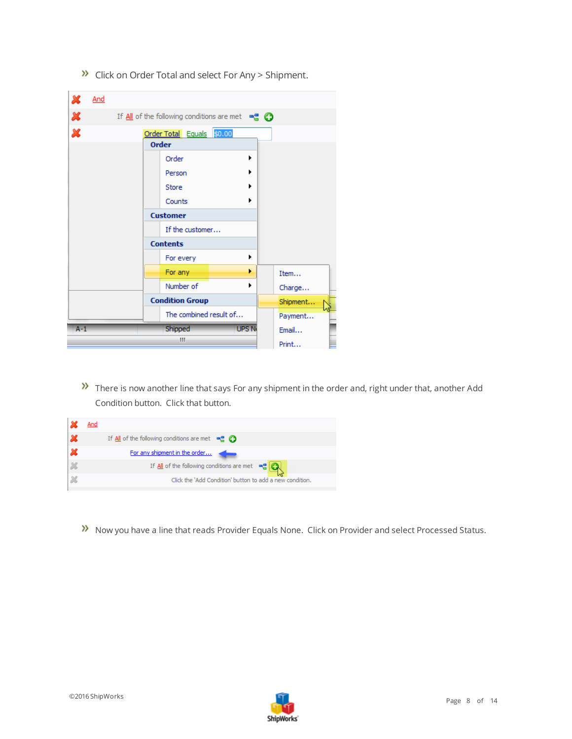» Click on Order Total and select For Any > Shipment.

» There is now another line that says For any shipment in the order and, right under that, another Add Condition button. Click that button.

» Now you have a line that reads Provider Equals None. Click on Provider and select Processed Status.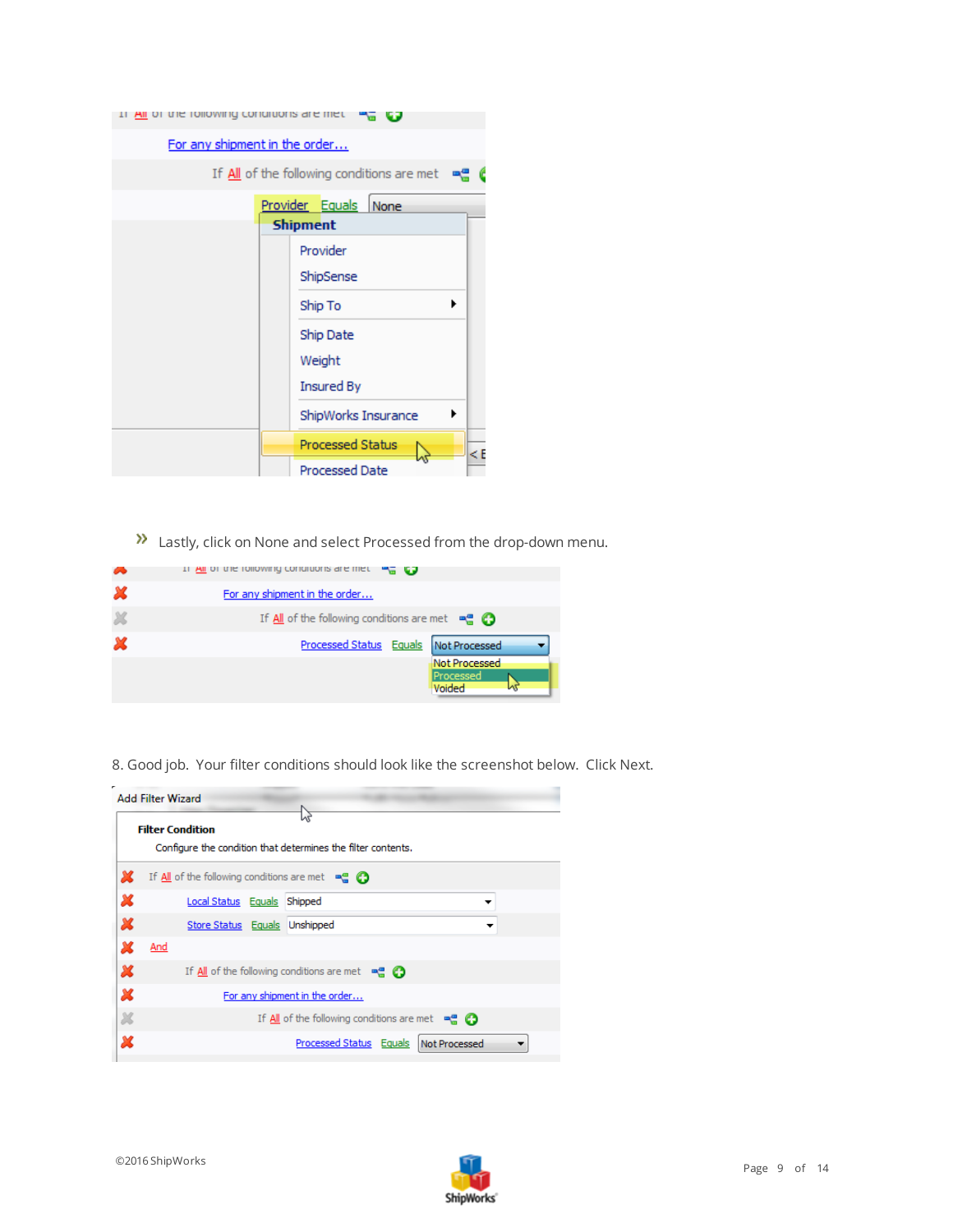» Lastly, click on None and select Processed from the drop-down menu.

8. Good job. Your filter conditions should look like the screenshot below. Click Next.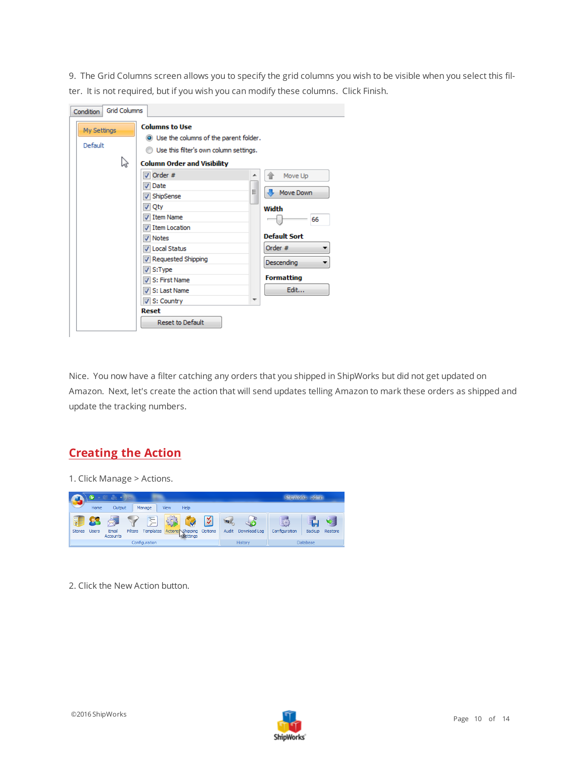9. The Grid Columns screen allows you to specify the grid columns you wish to be visible when you select this filter. It is not required, but if you wish you can modify these columns. Click Finish.

Nice. You now have a filter catching any orders that you shipped in ShipWorks but did not get updated on Amazon. Next, let's create the action that will send updates telling Amazon to mark these orders as shipped and update the tracking numbers.

## Creating the Action

1. Click Manage > Actions.

2. Click the New Action button.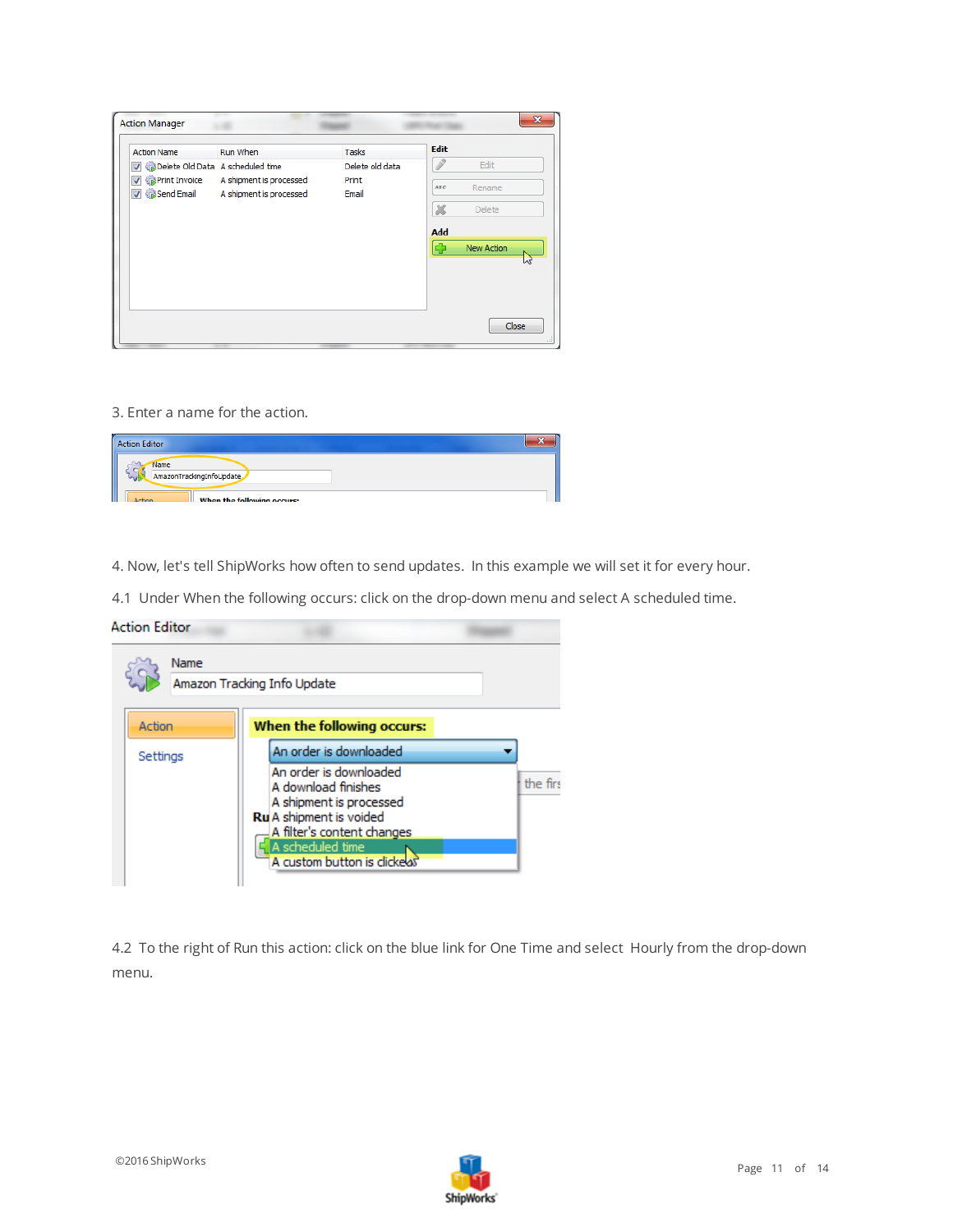3. Enter a name for the action.

4. Now, let's tell ShipWorks how often to send updates. In this example we will set it for every hour.

4.1 Under When the following occurs: click on the drop-down menu and select A scheduled time.

4.2 To the right of Run this action: click on the blue link for One Time and select Hourly from the drop-down menu.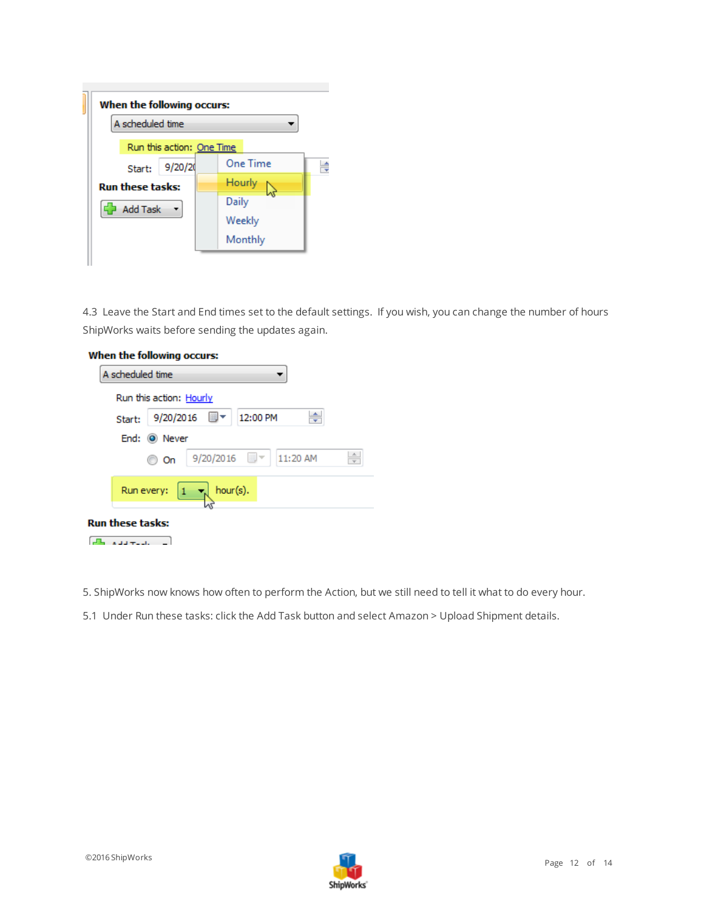4.3 Leave the Start and End times set to the default settings. If you wish, you can change the number of hours ShipWorks waits before sending the updates again.

5. ShipWorks now knows how often to perform the Action, but we still need to tell it what to do every hour.

5.1 Under Run these tasks: click the Add Task button and select Amazon > Upload Shipment details.

©2016 ShipWorks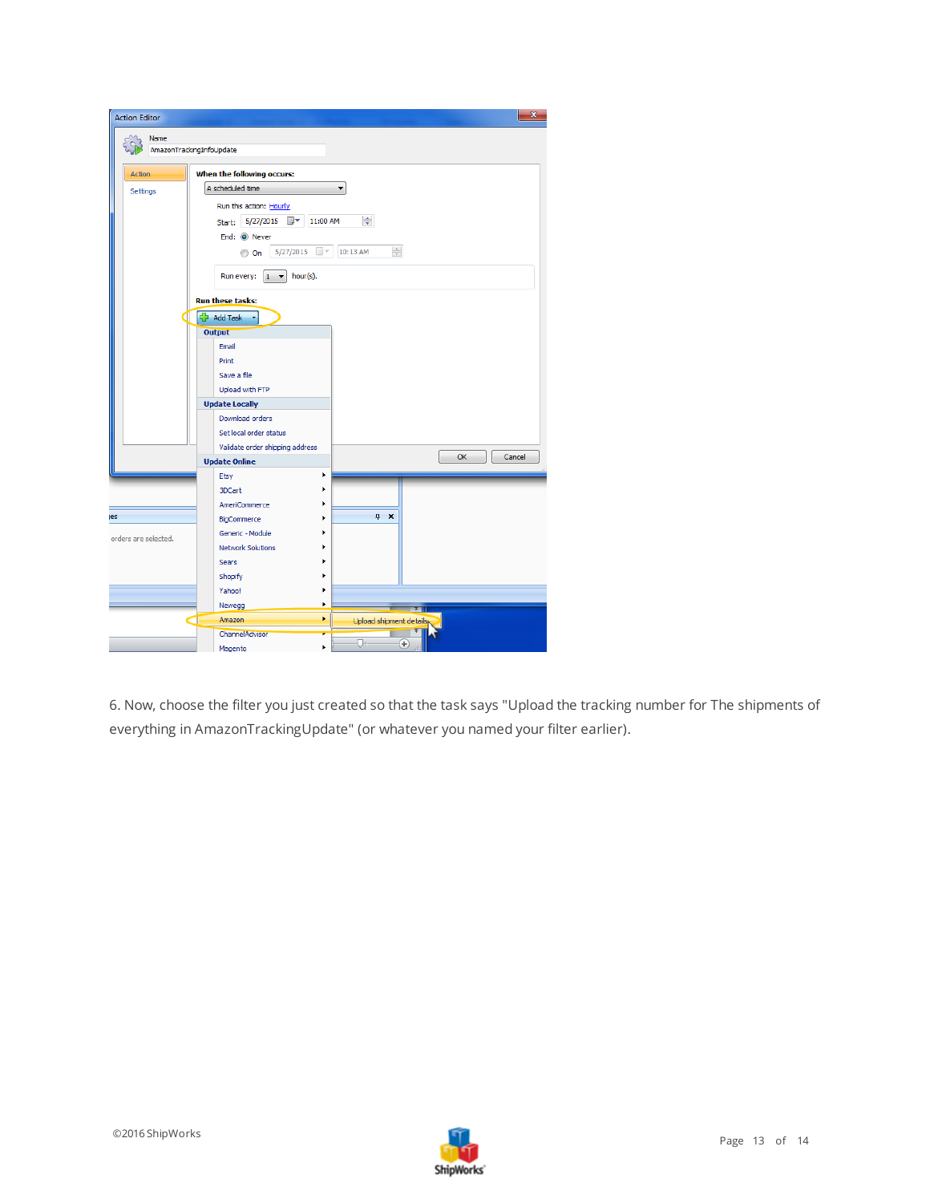6. Now, choose the filter you just created so that the task says "Upload the tracking number for The shipments of everything in AmazonTrackingUpdate" (or whatever you named your filter earlier).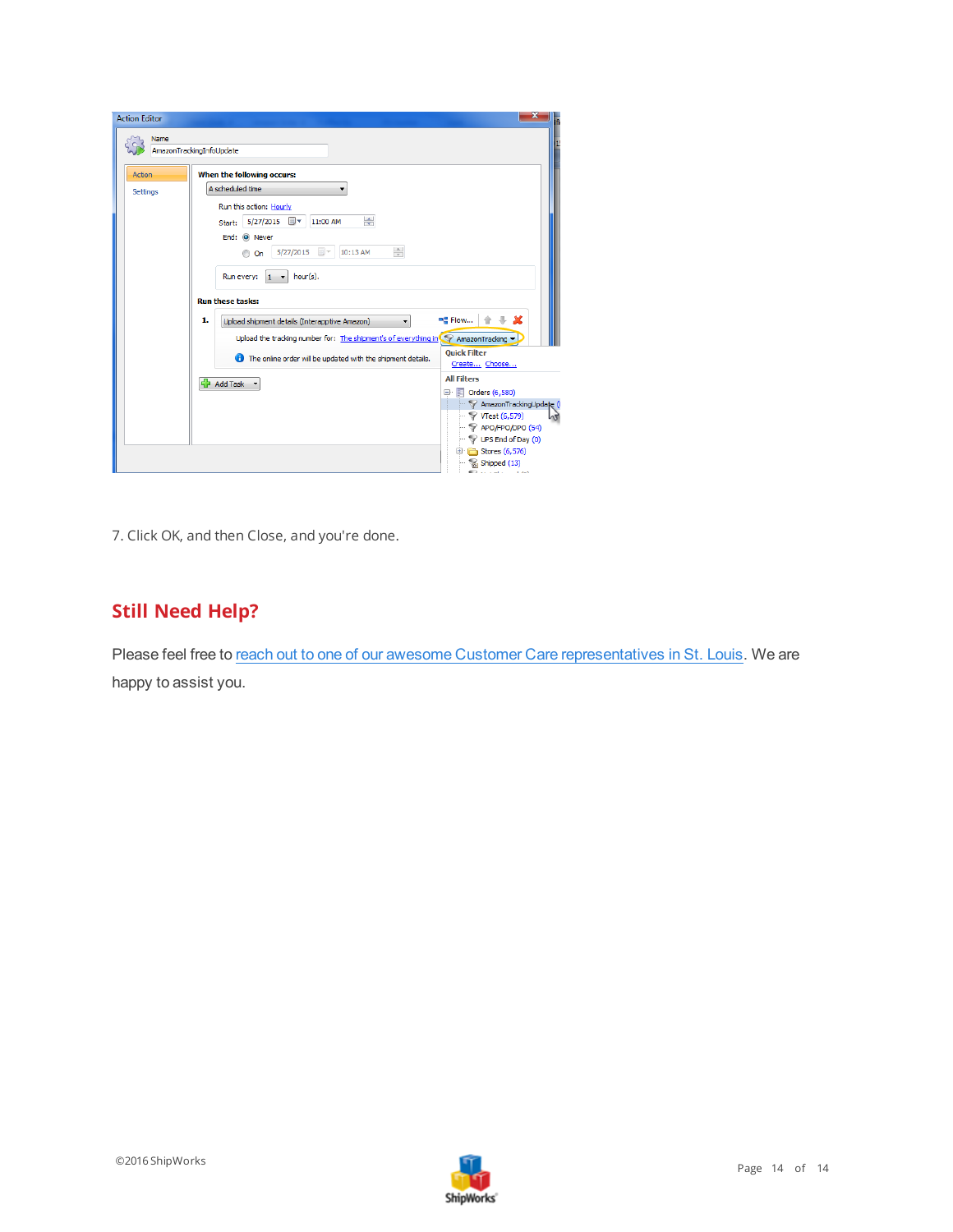7. Click OK, and then Close, and you're done.

## Still Need Help?

Please feel free to reach out to one of our awesome Customer Care representatives in St. Louis. We are happy to assist you.